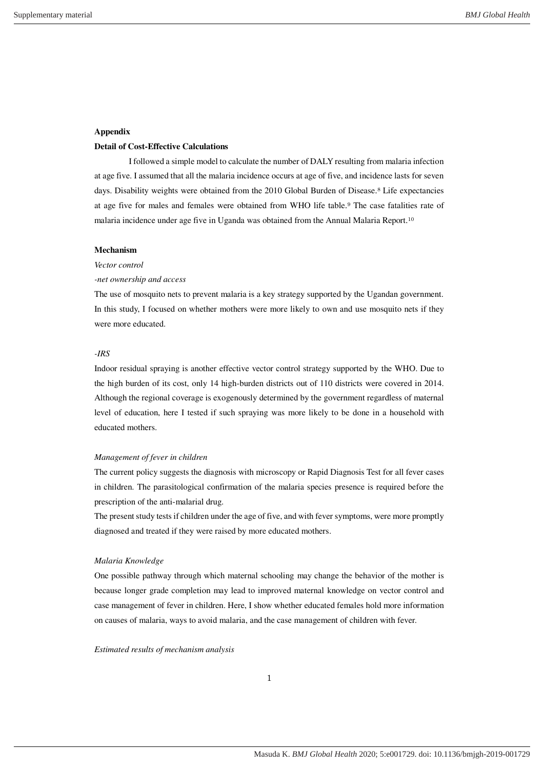**Appendix**

**Detail of Cost-Effective Calculations**

I followed a simple model to calculate the number of DALY resulting from malaria infection at age five. I assumed that all the malaria incidence occurs at age of five, and incidence lasts for seven days. Disability weights were obtained from the 2010 Global Burden of Disease.[8] Life expectancies at age five for males and females were obtained from WHO life table.[9] The case fatalities rate of malaria incidence under age five in Uganda was obtained from the Annual Malaria Report.[10]

**Mechanism**

*Vector control*

*-net ownership and access*

The use of mosquito nets to prevent malaria is a key strategy supported by the Ugandan government. In this study, I focused on whether mothers were more likely to own and use mosquito nets if they were more educated.

*-IRS*

Indoor residual spraying is another effective vector control strategy supported by the WHO. Due to the high burden of its cost, only 14 high-burden districts out of 110 districts were covered in 2014. Although the regional coverage is exogenously determined by the government regardless of maternal level of education, here I tested if such spraying was more likely to be done in a household with educated mothers.

*Management of fever in children*

The current policy suggests the diagnosis with microscopy or Rapid Diagnosis Test for all fever cases in children. The parasitological confirmation of the malaria species presence is required before the prescription of the anti-malarial drug.

The present study tests if children under the age of five, and with fever symptoms, were more promptly diagnosed and treated if they were raised by more educated mothers.

*Malaria Knowledge*

One possible pathway through which maternal schooling may change the behavior of the mother is because longer grade completion may lead to improved maternal knowledge on vector control and case management of fever in children. Here, I show whether educated females hold more information on causes of malaria, ways to avoid malaria, and the case management of children with fever.

*Estimated results of mechanism analysis*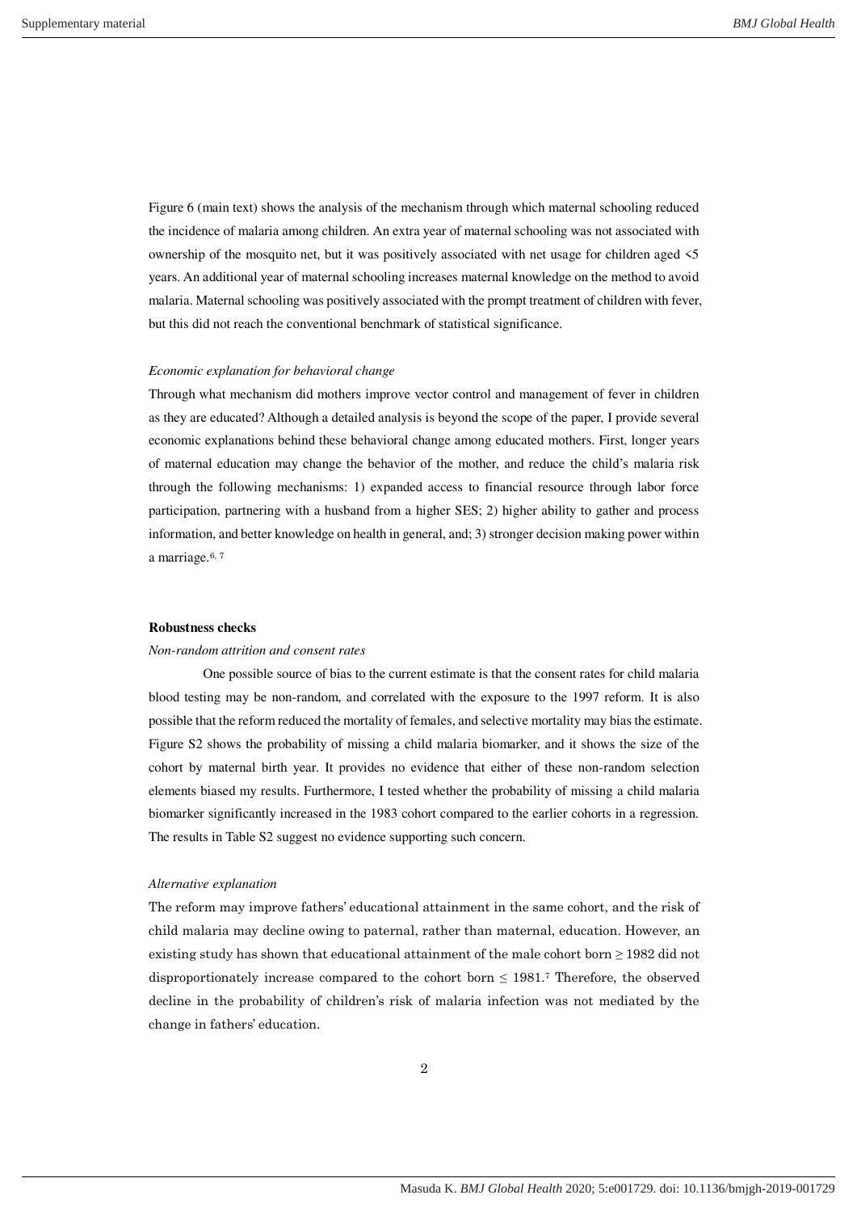Figure 6 (main text) shows the analysis of the mechanism through which maternal schooling reduced the incidence of malaria among children. An extra year of maternal schooling was not associated with ownership of the mosquito net, but it was positively associated with net usage for children aged <5 years. An additional year of maternal schooling increases maternal knowledge on the method to avoid malaria. Maternal schooling was positively associated with the prompt treatment of children with fever, but this did not reach the conventional benchmark of statistical significance.

*Economic explanation for behavioral change*

Through what mechanism did mothers improve vector control and management of fever in children as they are educated? Although a detailed analysis is beyond the scope of the paper, I provide several economic explanations behind these behavioral change among educated mothers. First, longer years of maternal education may change the behavior of the mother, and reduce the child's malaria risk through the following mechanisms: 1) expanded access to financial resource through labor force participation, partnering with a husband from a higher SES; 2) higher ability to gather and process information, and better knowledge on health in general, and; 3) stronger decision making power within a marriage.[6, 7]

## Robustness checks

*Non-random attrition and consent rates*

One possible source of bias to the current estimate is that the consent rates for child malaria blood testing may be non-random, and correlated with the exposure to the 1997 reform. It is also possible that the reform reduced the mortality of females, and selective mortality may bias the estimate. Figure S2 shows the probability of missing a child malaria biomarker, and it shows the size of the cohort by maternal birth year. It provides no evidence that either of these non-random selection elements biased my results. Furthermore, I tested whether the probability of missing a child malaria biomarker significantly increased in the 1983 cohort compared to the earlier cohorts in a regression. The results in Table S2 suggest no evidence supporting such concern.

*Alternative explanation*

The reform may improve fathers' educational attainment in the same cohort, and the risk of child malaria may decline owing to paternal, rather than maternal, education. However, an existing study has shown that educational attainment of the male cohort born $\geq 1982$ did not disproportionately increase compared to the cohort born $\leq 1981$.[7] Therefore, the observed decline in the probability of children's risk of malaria infection was not mediated by the change in fathers' education.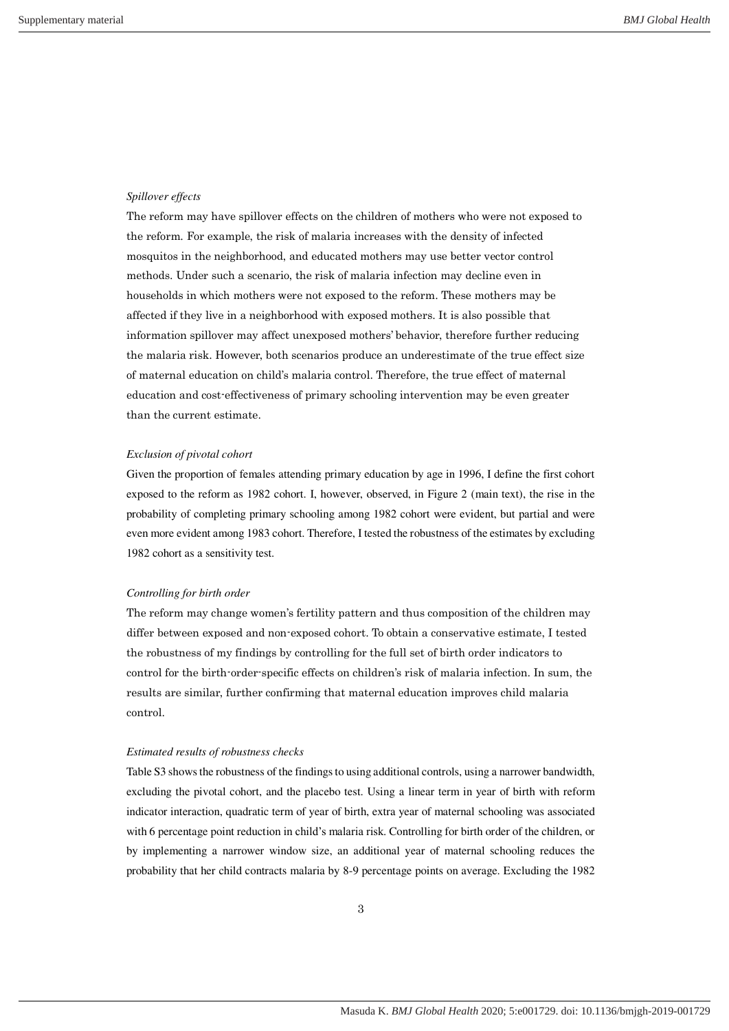*Spillover effects*

The reform may have spillover effects on the children of mothers who were not exposed to the reform. For example, the risk of malaria increases with the density of infected mosquitos in the neighborhood, and educated mothers may use better vector control methods. Under such a scenario, the risk of malaria infection may decline even in households in which mothers were not exposed to the reform. These mothers may be affected if they live in a neighborhood with exposed mothers. It is also possible that information spillover may affect unexposed mothers' behavior, therefore further reducing the malaria risk. However, both scenarios produce an underestimate of the true effect size of maternal education on child's malaria control. Therefore, the true effect of maternal education and cost-effectiveness of primary schooling intervention may be even greater than the current estimate.

*Exclusion of pivotal cohort*

Given the proportion of females attending primary education by age in 1996, I define the first cohort exposed to the reform as 1982 cohort. I, however, observed, in Figure 2 (main text), the rise in the probability of completing primary schooling among 1982 cohort were evident, but partial and were even more evident among 1983 cohort. Therefore, I tested the robustness of the estimates by excluding 1982 cohort as a sensitivity test.

*Controlling for birth order*

The reform may change women's fertility pattern and thus composition of the children may differ between exposed and non-exposed cohort. To obtain a conservative estimate, I tested the robustness of my findings by controlling for the full set of birth order indicators to control for the birth-order-specific effects on children's risk of malaria infection. In sum, the results are similar, further confirming that maternal education improves child malaria control.

*Estimated results of robustness checks*

Table S3 shows the robustness of the findings to using additional controls, using a narrower bandwidth, excluding the pivotal cohort, and the placebo test. Using a linear term in year of birth with reform indicator interaction, quadratic term of year of birth, extra year of maternal schooling was associated with 6 percentage point reduction in child's malaria risk. Controlling for birth order of the children, or by implementing a narrower window size, an additional year of maternal schooling reduces the probability that her child contracts malaria by 8-9 percentage points on average. Excluding the 1982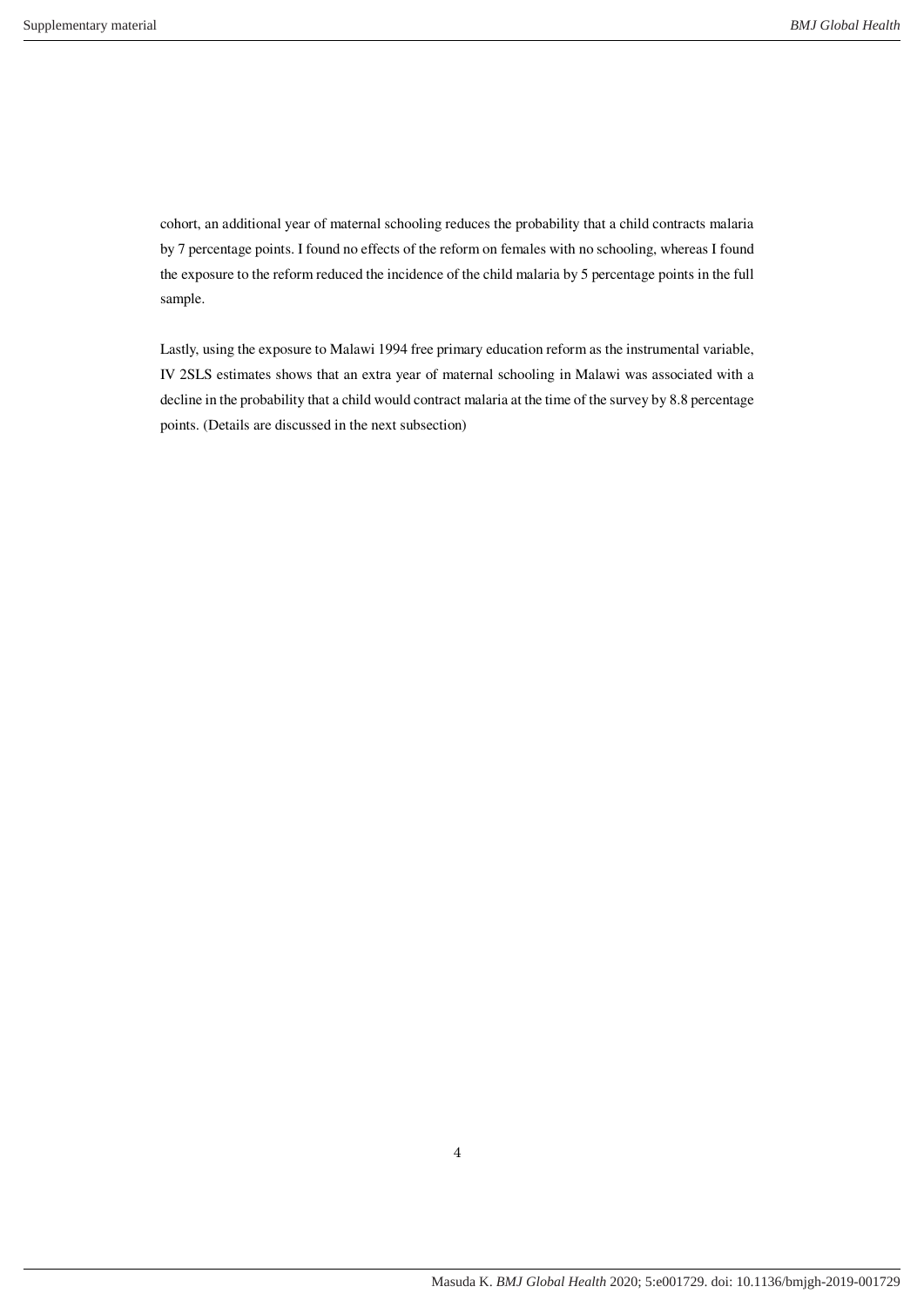cohort, an additional year of maternal schooling reduces the probability that a child contracts malaria by 7 percentage points. I found no effects of the reform on females with no schooling, whereas I found the exposure to the reform reduced the incidence of the child malaria by 5 percentage points in the full sample.

Lastly, using the exposure to Malawi 1994 free primary education reform as the instrumental variable, IV 2SLS estimates shows that an extra year of maternal schooling in Malawi was associated with a decline in the probability that a child would contract malaria at the time of the survey by 8.8 percentage points. (Details are discussed in the next subsection)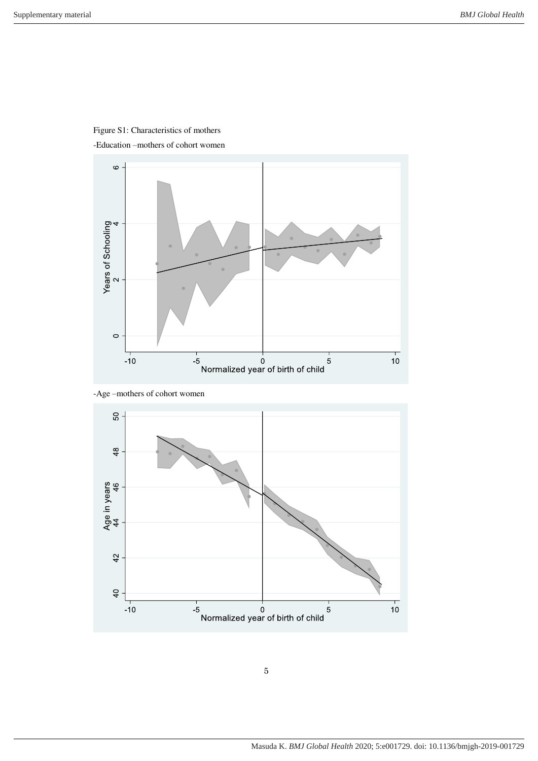Figure S1: Characteristics of mothers

-Education –mothers of cohort women

-Age –mothers of cohort women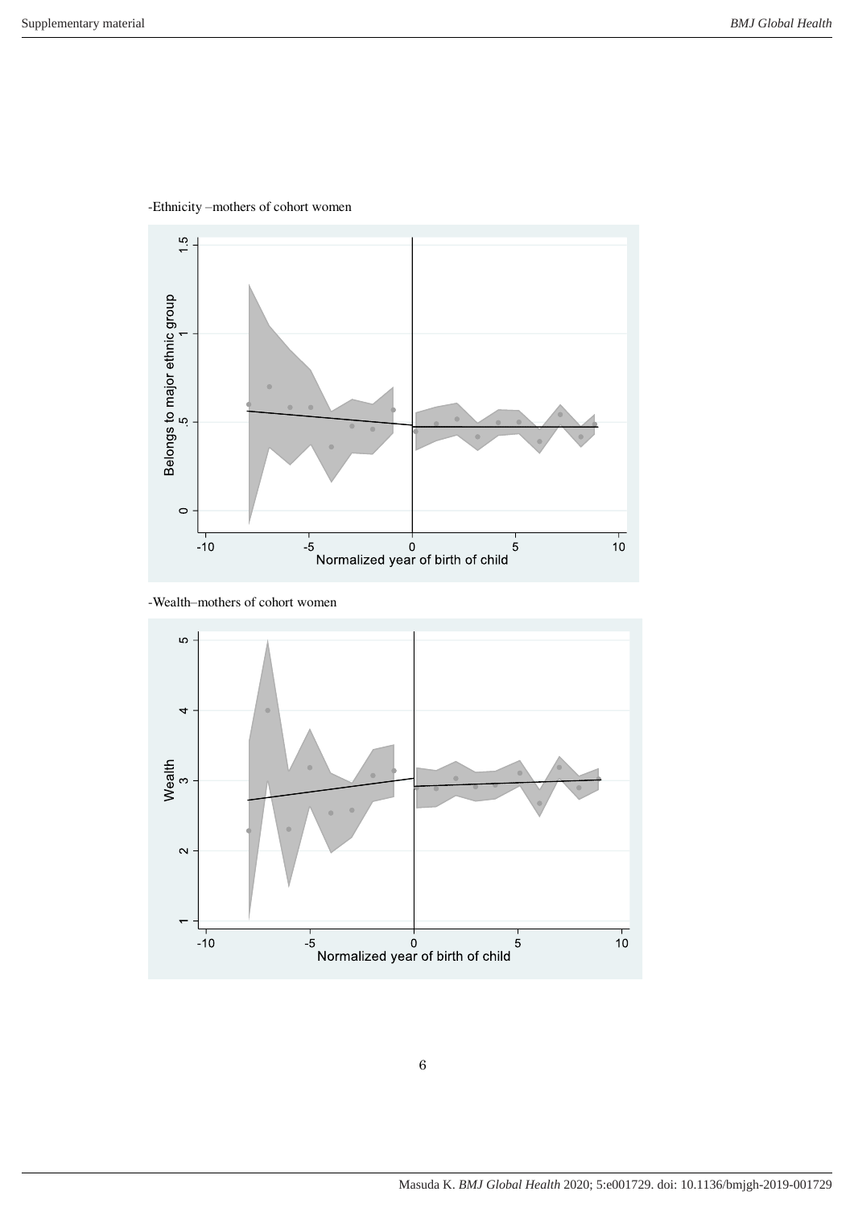-Ethnicity –mothers of cohort women

-Wealth–mothers of cohort women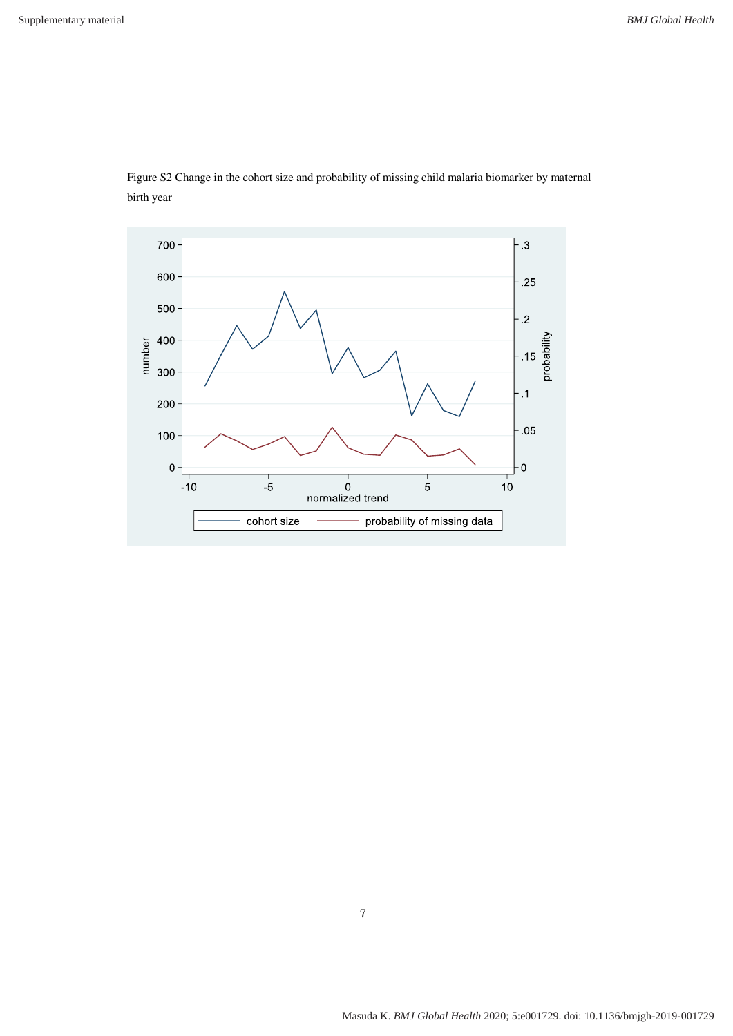Figure S2 Change in the cohort size and probability of missing child malaria biomarker by maternal birth year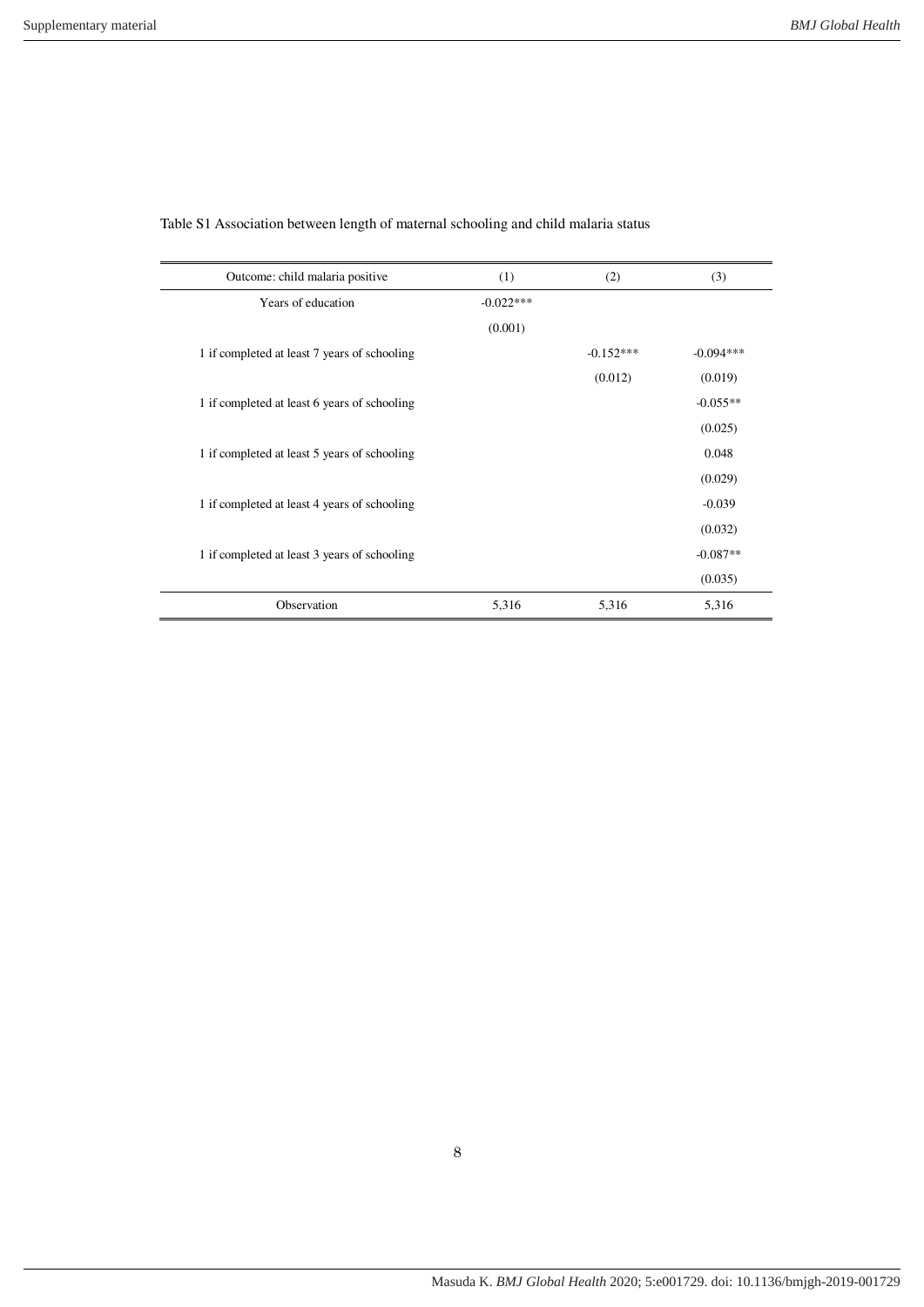Table S1 Association between length of maternal schooling and child malaria status

| Outcome: child malaria positive | (1) | (2) | (3) |
|---|---|---|---|
| Years of education | -0.022*** | | |
| | (0.001) | | |
| 1 if completed at least 7 years of schooling | | -0.152*** | -0.094*** |
| | | (0.012) | (0.019) |
| 1 if completed at least 6 years of schooling | | | -0.055** |
| | | | (0.025) |
| 1 if completed at least 5 years of schooling | | | 0.048 |
| | | | (0.029) |
| 1 if completed at least 4 years of schooling | | | -0.039 |
| | | | (0.032) |
| 1 if completed at least 3 years of schooling | | | -0.087** |
| | | | (0.035) |
| Observation | 5,316 | 5,316 | 5,316 |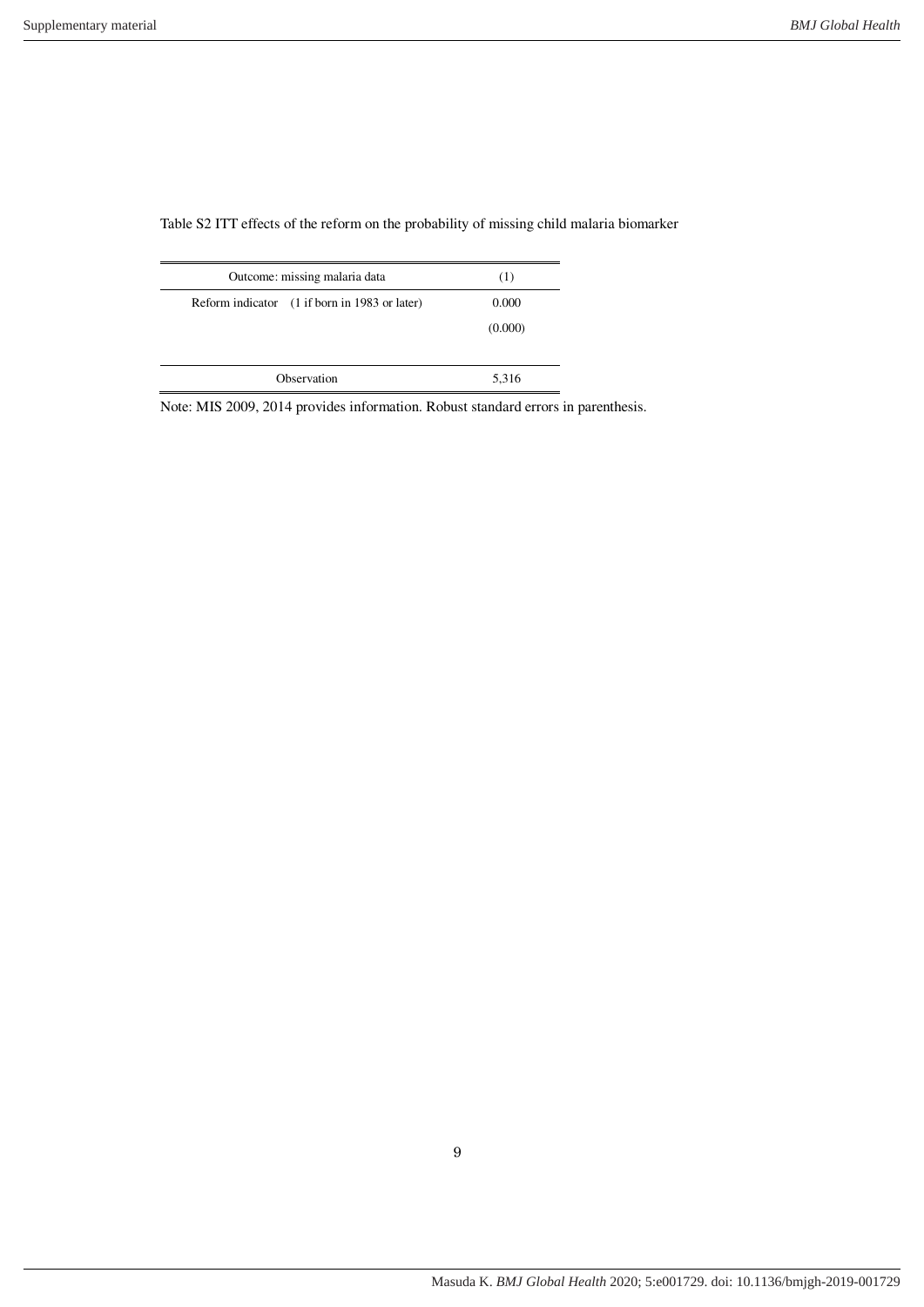Table S2 ITT effects of the reform on the probability of missing child malaria biomarker

| Outcome: missing malaria data | (1) |
|---|---|
| Reform indicator (1 if born in 1983 or later) | 0.000 |
| | (0.000) |
| Observation | 5,316 |

Note: MIS 2009, 2014 provides information. Robust standard errors in parenthesis.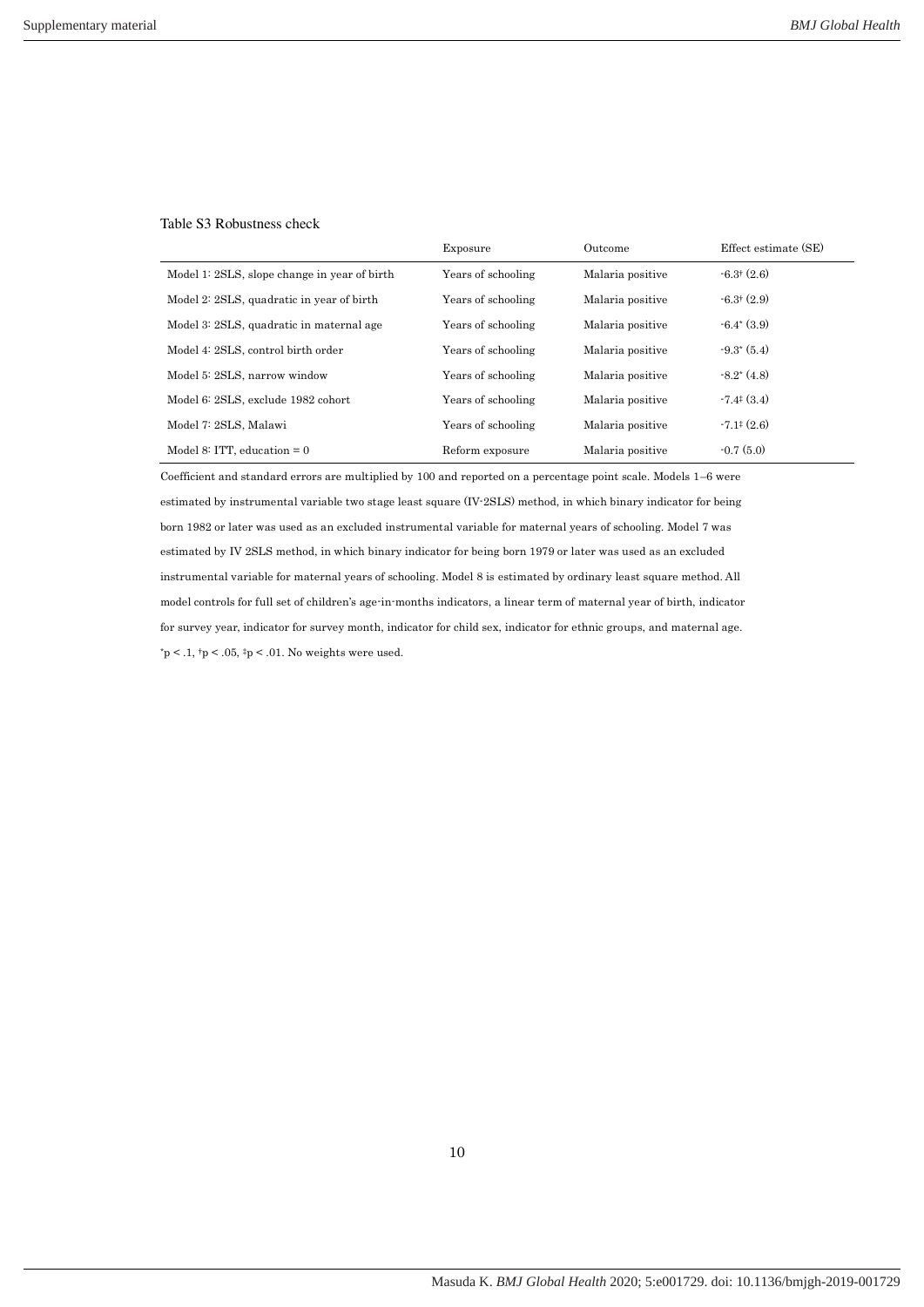Table S3 Robustness check

| | Exposure | Outcome | Effect estimate (SE) |
|---|---|---|---|
| Model 1: 2SLS, slope change in year of birth | Years of schooling | Malaria positive | -6.3† (2.6) |
| Model 2: 2SLS, quadratic in year of birth | Years of schooling | Malaria positive | -6.3† (2.9) |
| Model 3: 2SLS, quadratic in maternal age | Years of schooling | Malaria positive | -6.4* (3.9) |
| Model 4: 2SLS, control birth order | Years of schooling | Malaria positive | -9.3* (5.4) |
| Model 5: 2SLS, narrow window | Years of schooling | Malaria positive | -8.2* (4.8) |
| Model 6: 2SLS, exclude 1982 cohort | Years of schooling | Malaria positive | -7.4‡ (3.4) |
| Model 7: 2SLS, Malawi | Years of schooling | Malaria positive | -7.1‡ (2.6) |
| Model 8: ITT, education = 0 | Reform exposure | Malaria positive | -0.7 (5.0) |

Coefficient and standard errors are multiplied by 100 and reported on a percentage point scale. Models 1–6 were estimated by instrumental variable two stage least square (IV-2SLS) method, in which binary indicator for being born 1982 or later was used as an excluded instrumental variable for maternal years of schooling. Model 7 was estimated by IV 2SLS method, in which binary indicator for being born 1979 or later was used as an excluded instrumental variable for maternal years of schooling. Model 8 is estimated by ordinary least square method. All model controls for full set of children's age-in-months indicators, a linear term of maternal year of birth, indicator for survey year, indicator for survey month, indicator for child sex, indicator for ethnic groups, and maternal age.

*$p < .1$, †$p < .05$, ‡$p < .01$. No weights were used.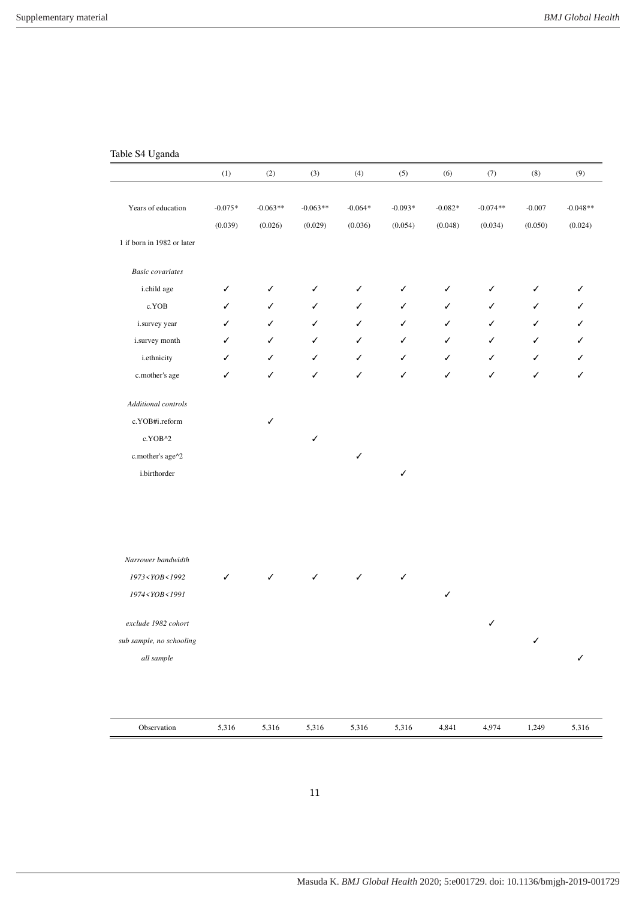Table S4 Uganda

| | (1) | (2) | (3) | (4) | (5) | (6) | (7) | (8) | (9) |
|---|---|---|---|---|---|---|---|---|---|
| Years of education | -0.075* | -0.063** | -0.063** | -0.064* | -0.093* | -0.082* | -0.074** | -0.007 | -0.048** |
| | (0.039) | (0.026) | (0.029) | (0.036) | (0.054) | (0.048) | (0.034) | (0.050) | (0.024) |
| 1 if born in 1982 or later | | | | | | | | | |
| *Basic covariates* | | | | | | | | | |
| i.child age | ✓ | ✓ | ✓ | ✓ | ✓ | ✓ | ✓ | ✓ | ✓ |
| c.YOB | ✓ | ✓ | ✓ | ✓ | ✓ | ✓ | ✓ | ✓ | ✓ |
| i.survey year | ✓ | ✓ | ✓ | ✓ | ✓ | ✓ | ✓ | ✓ | ✓ |
| i.survey month | ✓ | ✓ | ✓ | ✓ | ✓ | ✓ | ✓ | ✓ | ✓ |
| i.ethnicity | ✓ | ✓ | ✓ | ✓ | ✓ | ✓ | ✓ | ✓ | ✓ |
| c.mother's age | ✓ | ✓ | ✓ | ✓ | ✓ | ✓ | ✓ | ✓ | ✓ |
| *Additional controls* | | | | | | | | | |
| c.YOB#i.reform | | ✓ | | | | | | | |
| c.YOB^2 | | | ✓ | | | | | | |
| c.mother's age^2 | | | | ✓ | | | | | |
| i.birthorder | | | | | ✓ | | | | |
| *Narrower bandwidth* | | | | | | | | | |
| *1973<YOB<1992* | ✓ | ✓ | ✓ | ✓ | ✓ | | | | |
| *1974<YOB<1991* | | | | | | ✓ | | | |
| *exclude 1982 cohort* | | | | | | | ✓ | | |
| *sub sample, no schooling* | | | | | | | | ✓ | |
| *all sample* | | | | | | | | | ✓ |
| Observation | 5,316 | 5,316 | 5,316 | 5,316 | 5,316 | 4,841 | 4,974 | 1,249 | 5,316 |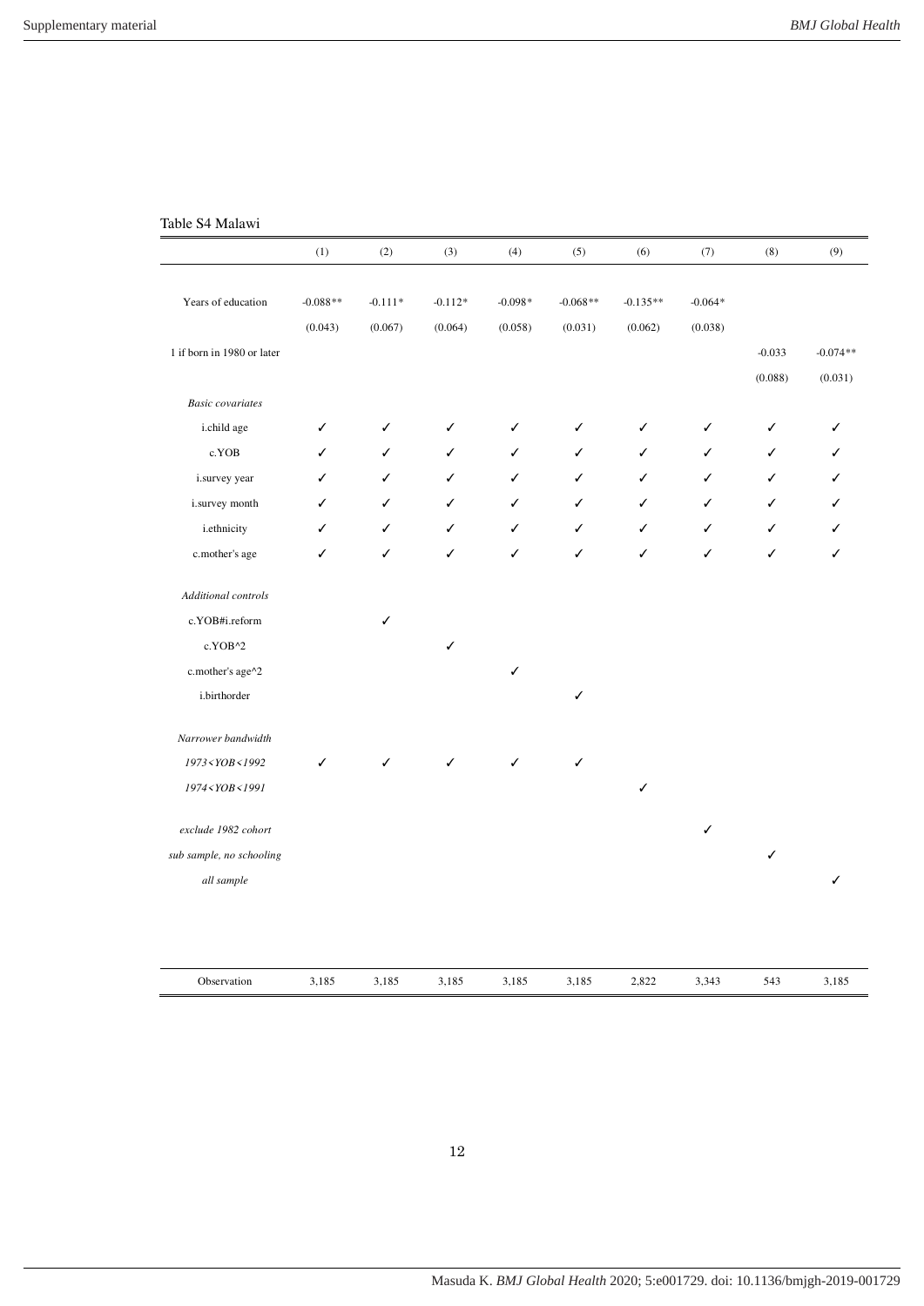Table S4 Malawi

| | (1) | (2) | (3) | (4) | (5) | (6) | (7) | (8) | (9) |
|---|---|---|---|---|---|---|---|---|---|
| Years of education | -0.088** | -0.111* | -0.112* | -0.098* | -0.068** | -0.135** | -0.064* | | |
| | (0.043) | (0.067) | (0.064) | (0.058) | (0.031) | (0.062) | (0.038) | | |
| 1 if born in 1980 or later | | | | | | | | -0.033 | -0.074** |
| | | | | | | | | (0.088) | (0.031) |
| *Basic covariates* | | | | | | | | | |
| i.child age | ✓ | ✓ | ✓ | ✓ | ✓ | ✓ | ✓ | ✓ | ✓ |
| c.YOB | ✓ | ✓ | ✓ | ✓ | ✓ | ✓ | ✓ | ✓ | ✓ |
| i.survey year | ✓ | ✓ | ✓ | ✓ | ✓ | ✓ | ✓ | ✓ | ✓ |
| i.survey month | ✓ | ✓ | ✓ | ✓ | ✓ | ✓ | ✓ | ✓ | ✓ |
| i.ethnicity | ✓ | ✓ | ✓ | ✓ | ✓ | ✓ | ✓ | ✓ | ✓ |
| c.mother's age | ✓ | ✓ | ✓ | ✓ | ✓ | ✓ | ✓ | ✓ | ✓ |
| *Additional controls* | | | | | | | | | |
| c.YOB#i.reform | | ✓ | | | | | | | |
| c.YOB^2 | | | ✓ | | | | | | |
| c.mother's age^2 | | | | ✓ | | | | | |
| i.birthorder | | | | | ✓ | | | | |
| *Narrower bandwidth* | | | | | | | | | |
| *1973<YOB<1992* | ✓ | ✓ | ✓ | ✓ | ✓ | | | | |
| *1974<YOB<1991* | | | | | | ✓ | | | |
| *exclude 1982 cohort* | | | | | | | ✓ | | |
| *sub sample, no schooling* | | | | | | | | ✓ | |
| *all sample* | | | | | | | | | ✓ |
| Observation | 3,185 | 3,185 | 3,185 | 3,185 | 3,185 | 2,822 | 3,343 | 543 | 3,185 |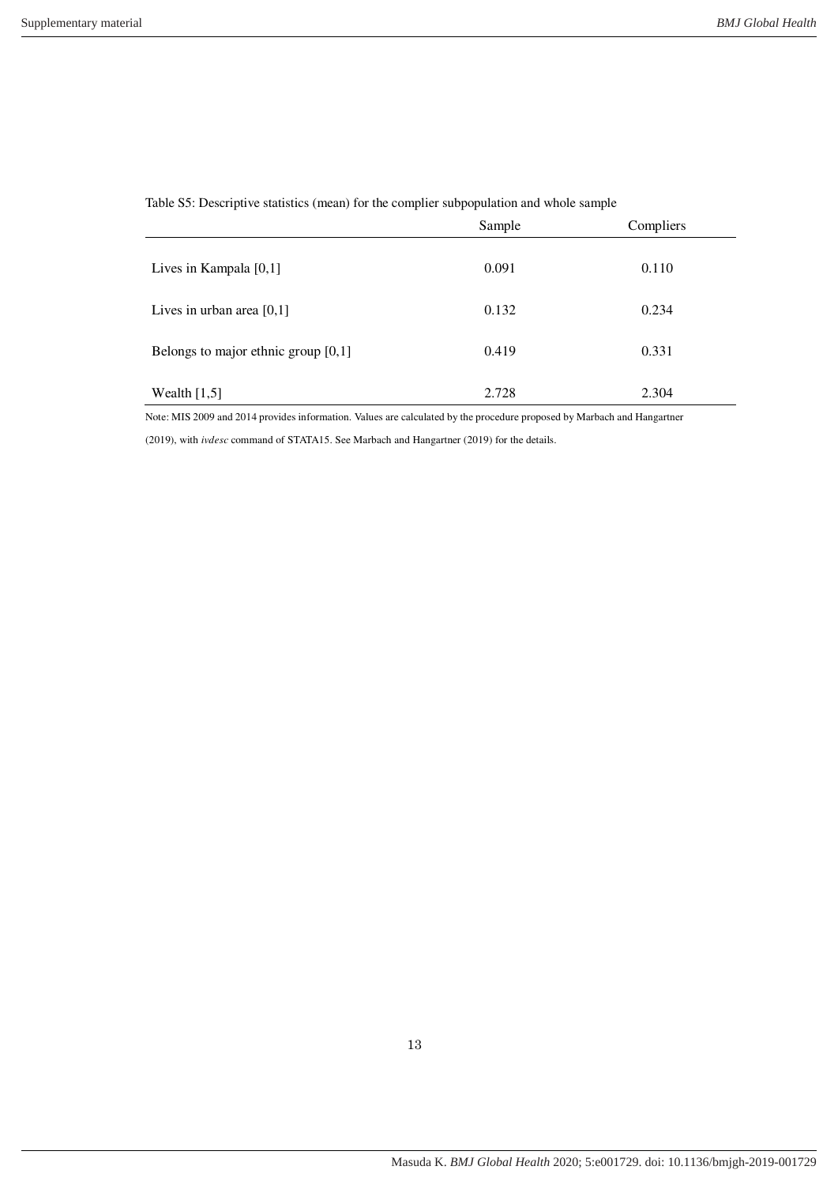Table S5: Descriptive statistics (mean) for the complier subpopulation and whole sample

| | Sample | Compliers |
|---|---|---|
| Lives in Kampala [0,1] | 0.091 | 0.110 |
| Lives in urban area [0,1] | 0.132 | 0.234 |
| Belongs to major ethnic group [0,1] | 0.419 | 0.331 |
| Wealth [1,5] | 2.728 | 2.304 |

Note: MIS 2009 and 2014 provides information. Values are calculated by the procedure proposed by Marbach and Hangartner (2019), with *ivdesc* command of STATA15. See Marbach and Hangartner (2019) for the details.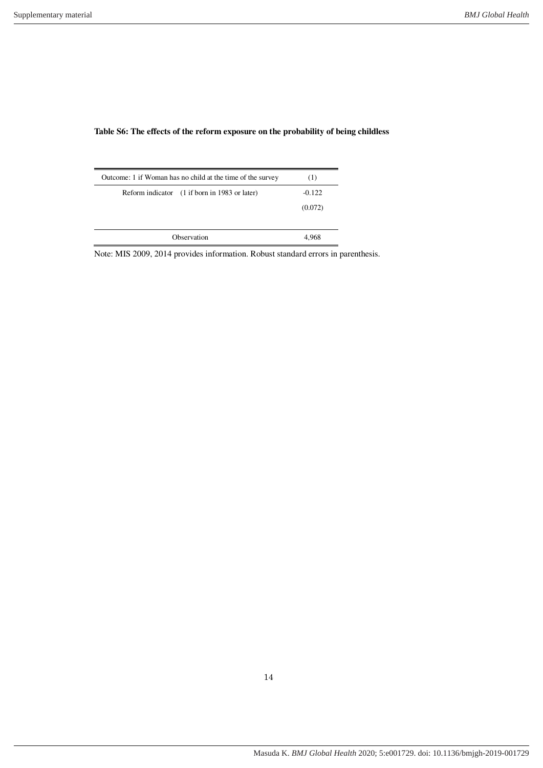**Table S6: The effects of the reform exposure on the probability of being childless**

| Outcome: 1 if Woman has no child at the time of the survey | (1) |
|---|---|
| Reform indicator (1 if born in 1983 or later) | -0.122 |
| | (0.072) |
| Observation | 4,968 |

Note: MIS 2009, 2014 provides information. Robust standard errors in parenthesis.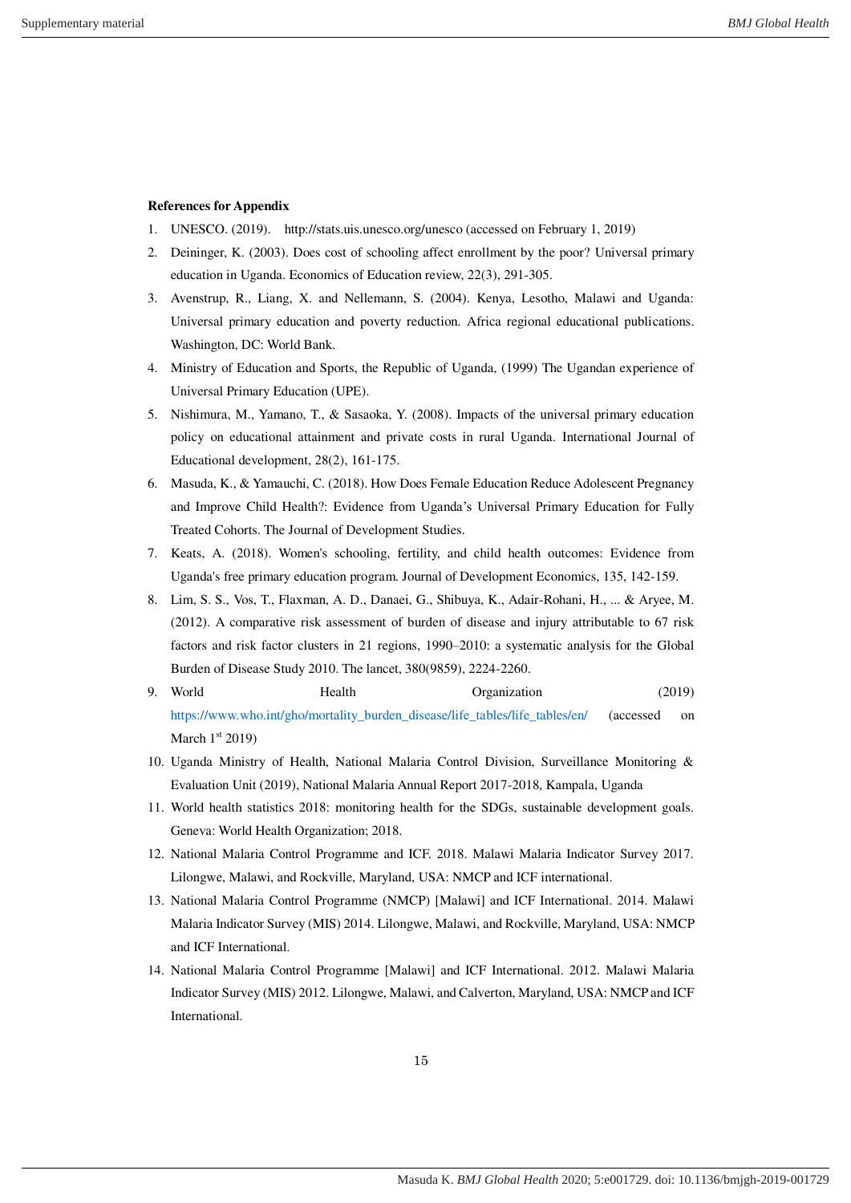**References for Appendix**

1. UNESCO. (2019). http://stats.uis.unesco.org/unesco (accessed on February 1, 2019)
2. Deininger, K. (2003). Does cost of schooling affect enrollment by the poor? Universal primary education in Uganda. Economics of Education review, 22(3), 291-305.
3. Avenstrup, R., Liang, X. and Nellemann, S. (2004). Kenya, Lesotho, Malawi and Uganda: Universal primary education and poverty reduction. Africa regional educational publications. Washington, DC: World Bank.
4. Ministry of Education and Sports, the Republic of Uganda, (1999) The Ugandan experience of Universal Primary Education (UPE).
5. Nishimura, M., Yamano, T., & Sasaoka, Y. (2008). Impacts of the universal primary education policy on educational attainment and private costs in rural Uganda. International Journal of Educational development, 28(2), 161-175.
6. Masuda, K., & Yamauchi, C. (2018). How Does Female Education Reduce Adolescent Pregnancy and Improve Child Health?: Evidence from Uganda's Universal Primary Education for Fully Treated Cohorts. The Journal of Development Studies.
7. Keats, A. (2018). Women's schooling, fertility, and child health outcomes: Evidence from Uganda's free primary education program. Journal of Development Economics, 135, 142-159.
8. Lim, S. S., Vos, T., Flaxman, A. D., Danaei, G., Shibuya, K., Adair-Rohani, H., ... & Aryee, M. (2012). A comparative risk assessment of burden of disease and injury attributable to 67 risk factors and risk factor clusters in 21 regions, 1990–2010: a systematic analysis for the Global Burden of Disease Study 2010. The lancet, 380(9859), 2224-2260.
9. World Health Organization (2019) https://www.who.int/gho/mortality_burden_disease/life_tables/life_tables/en/ (accessed on March 1st 2019)
10. Uganda Ministry of Health, National Malaria Control Division, Surveillance Monitoring & Evaluation Unit (2019), National Malaria Annual Report 2017-2018, Kampala, Uganda
11. World health statistics 2018: monitoring health for the SDGs, sustainable development goals. Geneva: World Health Organization; 2018.
12. National Malaria Control Programme and ICF. 2018. Malawi Malaria Indicator Survey 2017. Lilongwe, Malawi, and Rockville, Maryland, USA: NMCP and ICF international.
13. National Malaria Control Programme (NMCP) [Malawi] and ICF International. 2014. Malawi Malaria Indicator Survey (MIS) 2014. Lilongwe, Malawi, and Rockville, Maryland, USA: NMCP and ICF International.
14. National Malaria Control Programme [Malawi] and ICF International. 2012. Malawi Malaria Indicator Survey (MIS) 2012. Lilongwe, Malawi, and Calverton, Maryland, USA: NMCP and ICF International.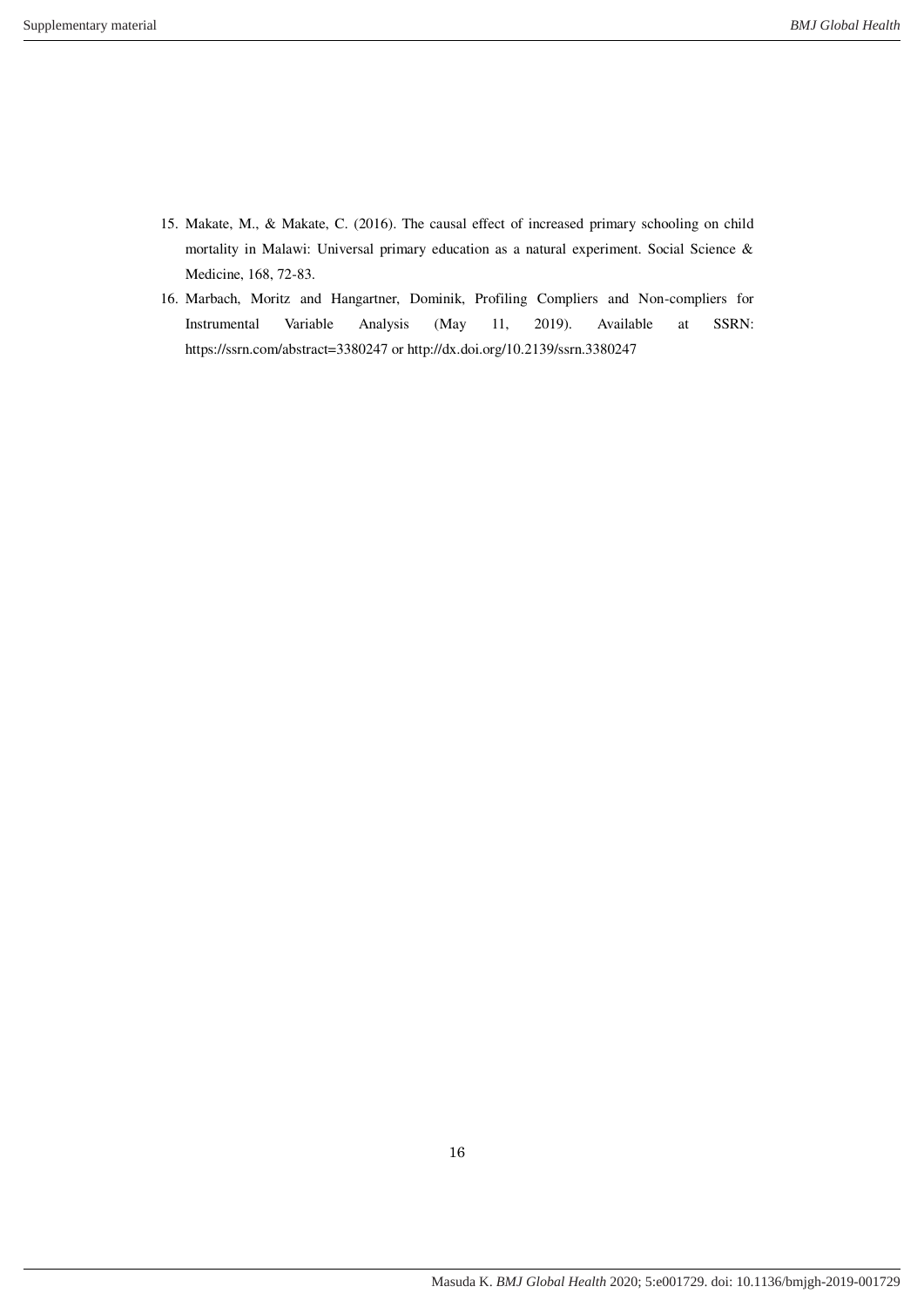15. Makate, M., & Makate, C. (2016). The causal effect of increased primary schooling on child mortality in Malawi: Universal primary education as a natural experiment. Social Science & Medicine, 168, 72-83.
16. Marbach, Moritz and Hangartner, Dominik, Profiling Compliers and Non-compliers for Instrumental Variable Analysis (May 11, 2019). Available at SSRN: https://ssrn.com/abstract=3380247 or http://dx.doi.org/10.2139/ssrn.3380247